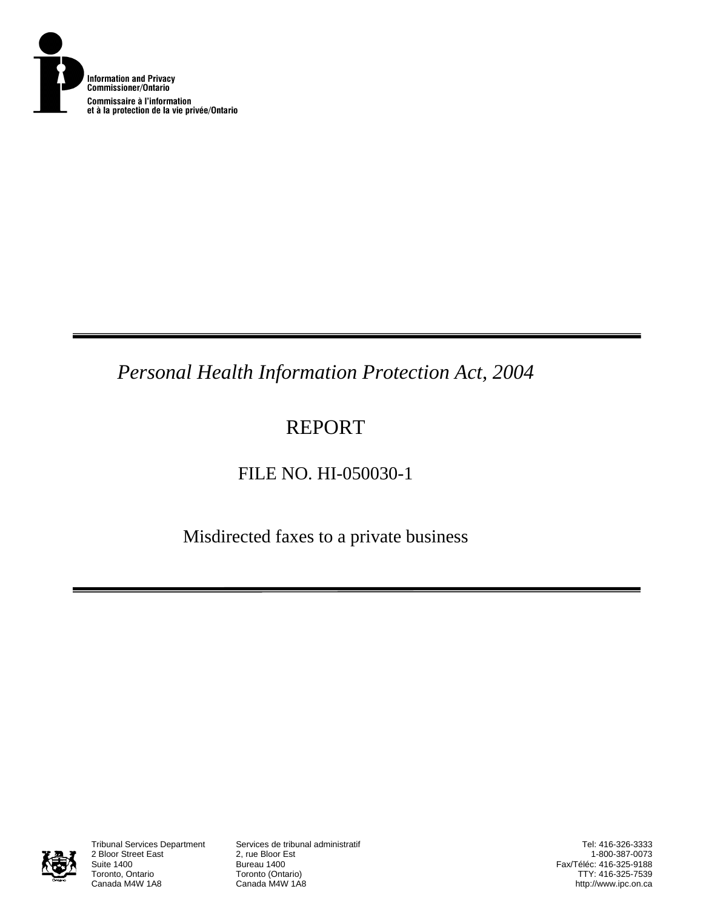Information and Privacy Commissioner/Ontario
Commissaire à l'information et à la protection de la vie privée/Ontario

---

*Personal Health Information Protection Act, 2004*

# REPORT

## FILE NO. HI-050030-1

## Misdirected faxes to a private business

---

| Tribunal Services Department | Services de tribunal administratif | Tel: 416-326-3333 |
|---|---|---|
| 2 Bloor Street East | 2, rue Bloor Est | 1-800-387-0073 |
| Suite 1400 | Bureau 1400 | Fax/Téléc: 416-325-9188 |
| Toronto, Ontario | Toronto (Ontario) | TTY: 416-325-7539 |
| Canada M4W 1A8 | Canada M4W 1A8 | http://www.ipc.on.ca |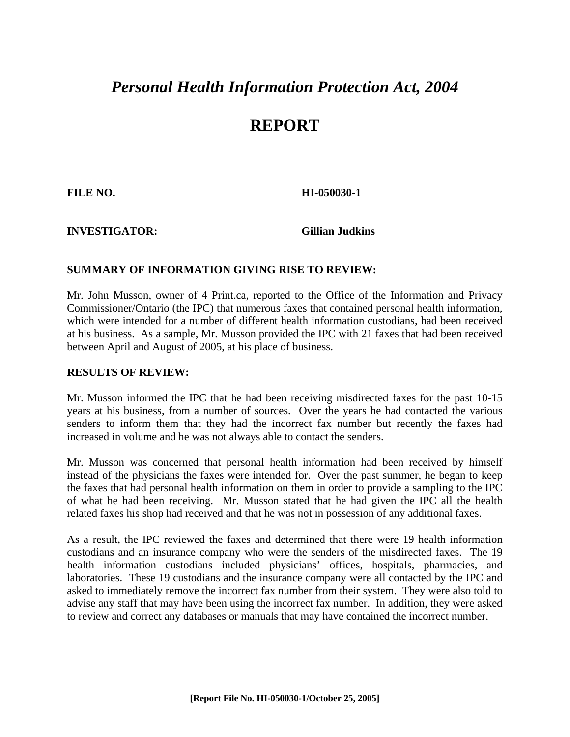# *Personal Health Information Protection Act, 2004*

# REPORT

**FILE NO.** **HI-050030-1**

**INVESTIGATOR:** **Gillian Judkins**

## SUMMARY OF INFORMATION GIVING RISE TO REVIEW:

Mr. John Musson, owner of 4 Print.ca, reported to the Office of the Information and Privacy Commissioner/Ontario (the IPC) that numerous faxes that contained personal health information, which were intended for a number of different health information custodians, had been received at his business. As a sample, Mr. Musson provided the IPC with 21 faxes that had been received between April and August of 2005, at his place of business.

## RESULTS OF REVIEW:

Mr. Musson informed the IPC that he had been receiving misdirected faxes for the past 10-15 years at his business, from a number of sources. Over the years he had contacted the various senders to inform them that they had the incorrect fax number but recently the faxes had increased in volume and he was not always able to contact the senders.

Mr. Musson was concerned that personal health information had been received by himself instead of the physicians the faxes were intended for. Over the past summer, he began to keep the faxes that had personal health information on them in order to provide a sampling to the IPC of what he had been receiving. Mr. Musson stated that he had given the IPC all the health related faxes his shop had received and that he was not in possession of any additional faxes.

As a result, the IPC reviewed the faxes and determined that there were 19 health information custodians and an insurance company who were the senders of the misdirected faxes. The 19 health information custodians included physicians' offices, hospitals, pharmacies, and laboratories. These 19 custodians and the insurance company were all contacted by the IPC and asked to immediately remove the incorrect fax number from their system. They were also told to advise any staff that may have been using the incorrect fax number. In addition, they were asked to review and correct any databases or manuals that may have contained the incorrect number.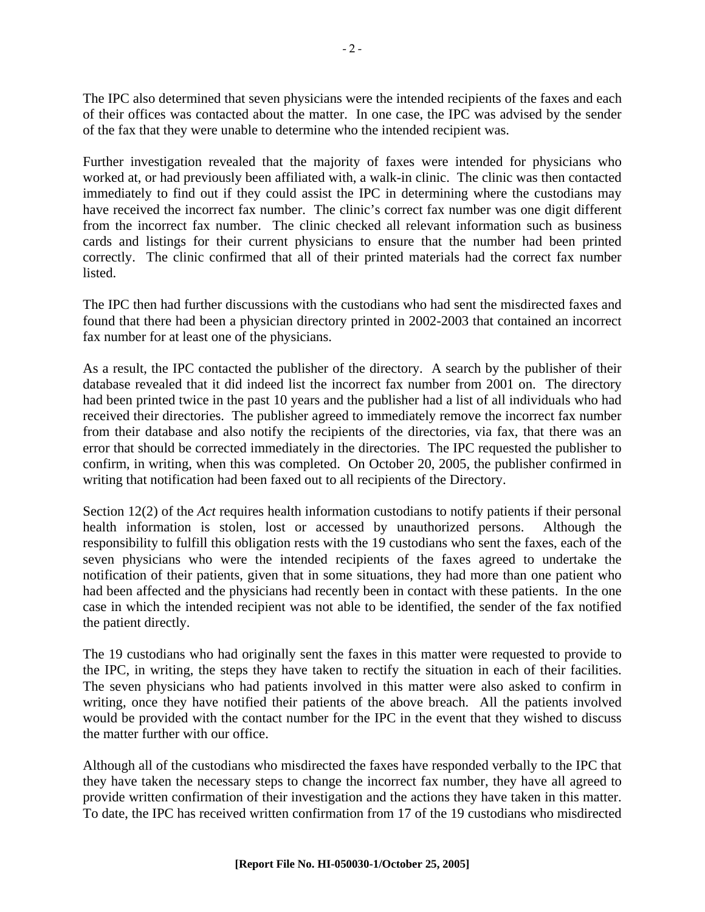The IPC also determined that seven physicians were the intended recipients of the faxes and each of their offices was contacted about the matter. In one case, the IPC was advised by the sender of the fax that they were unable to determine who the intended recipient was.

Further investigation revealed that the majority of faxes were intended for physicians who worked at, or had previously been affiliated with, a walk-in clinic. The clinic was then contacted immediately to find out if they could assist the IPC in determining where the custodians may have received the incorrect fax number. The clinic's correct fax number was one digit different from the incorrect fax number. The clinic checked all relevant information such as business cards and listings for their current physicians to ensure that the number had been printed correctly. The clinic confirmed that all of their printed materials had the correct fax number listed.

The IPC then had further discussions with the custodians who had sent the misdirected faxes and found that there had been a physician directory printed in 2002-2003 that contained an incorrect fax number for at least one of the physicians.

As a result, the IPC contacted the publisher of the directory. A search by the publisher of their database revealed that it did indeed list the incorrect fax number from 2001 on. The directory had been printed twice in the past 10 years and the publisher had a list of all individuals who had received their directories. The publisher agreed to immediately remove the incorrect fax number from their database and also notify the recipients of the directories, via fax, that there was an error that should be corrected immediately in the directories. The IPC requested the publisher to confirm, in writing, when this was completed. On October 20, 2005, the publisher confirmed in writing that notification had been faxed out to all recipients of the Directory.

Section 12(2) of the *Act* requires health information custodians to notify patients if their personal health information is stolen, lost or accessed by unauthorized persons. Although the responsibility to fulfill this obligation rests with the 19 custodians who sent the faxes, each of the seven physicians who were the intended recipients of the faxes agreed to undertake the notification of their patients, given that in some situations, they had more than one patient who had been affected and the physicians had recently been in contact with these patients. In the one case in which the intended recipient was not able to be identified, the sender of the fax notified the patient directly.

The 19 custodians who had originally sent the faxes in this matter were requested to provide to the IPC, in writing, the steps they have taken to rectify the situation in each of their facilities. The seven physicians who had patients involved in this matter were also asked to confirm in writing, once they have notified their patients of the above breach. All the patients involved would be provided with the contact number for the IPC in the event that they wished to discuss the matter further with our office.

Although all of the custodians who misdirected the faxes have responded verbally to the IPC that they have taken the necessary steps to change the incorrect fax number, they have all agreed to provide written confirmation of their investigation and the actions they have taken in this matter. To date, the IPC has received written confirmation from 17 of the 19 custodians who misdirected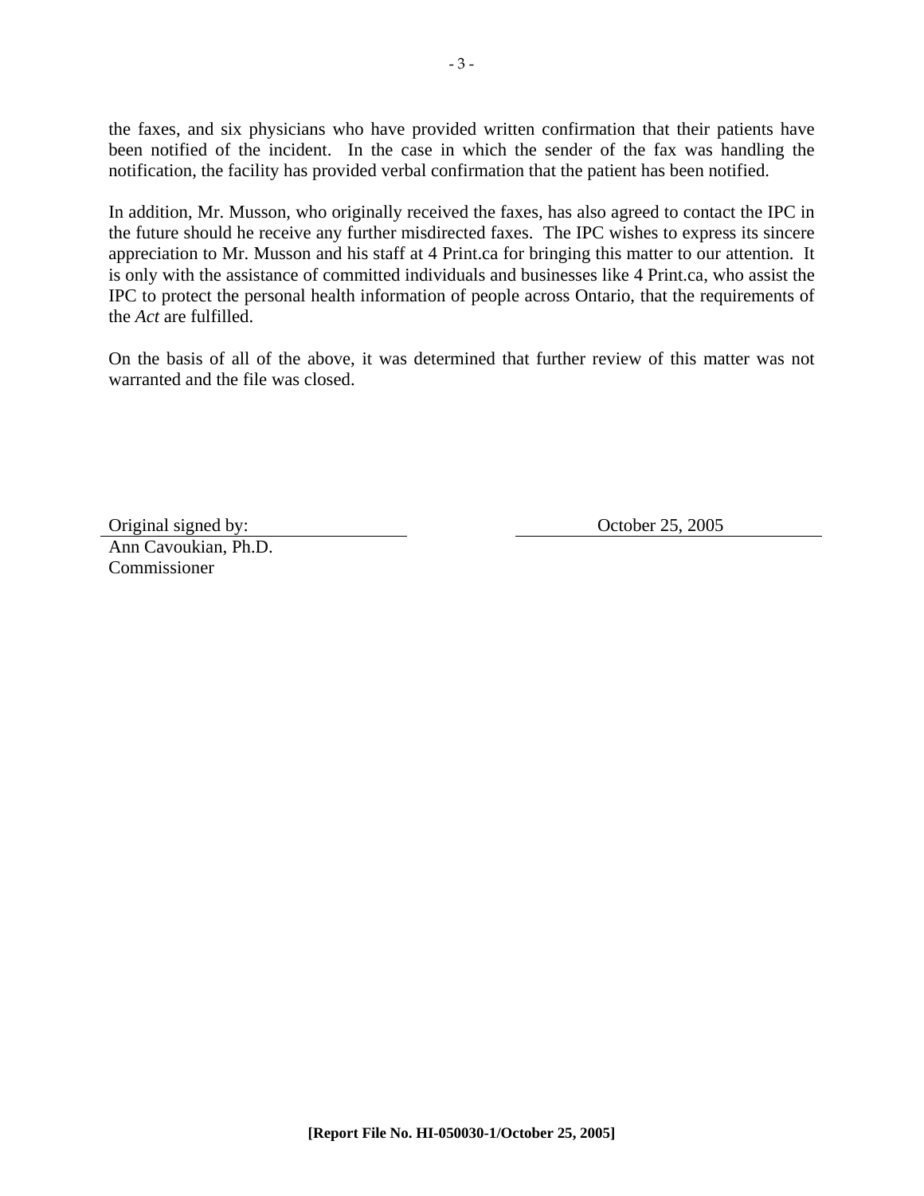the faxes, and six physicians who have provided written confirmation that their patients have been notified of the incident. In the case in which the sender of the fax was handling the notification, the facility has provided verbal confirmation that the patient has been notified.

In addition, Mr. Musson, who originally received the faxes, has also agreed to contact the IPC in the future should he receive any further misdirected faxes. The IPC wishes to express its sincere appreciation to Mr. Musson and his staff at 4 Print.ca for bringing this matter to our attention. It is only with the assistance of committed individuals and businesses like 4 Print.ca, who assist the IPC to protect the personal health information of people across Ontario, that the requirements of the *Act* are fulfilled.

On the basis of all of the above, it was determined that further review of this matter was not warranted and the file was closed.

Original signed by: October 25, 2005

Ann Cavoukian, Ph.D.
Commissioner

**[Report File No. HI-050030-1/October 25, 2005]**